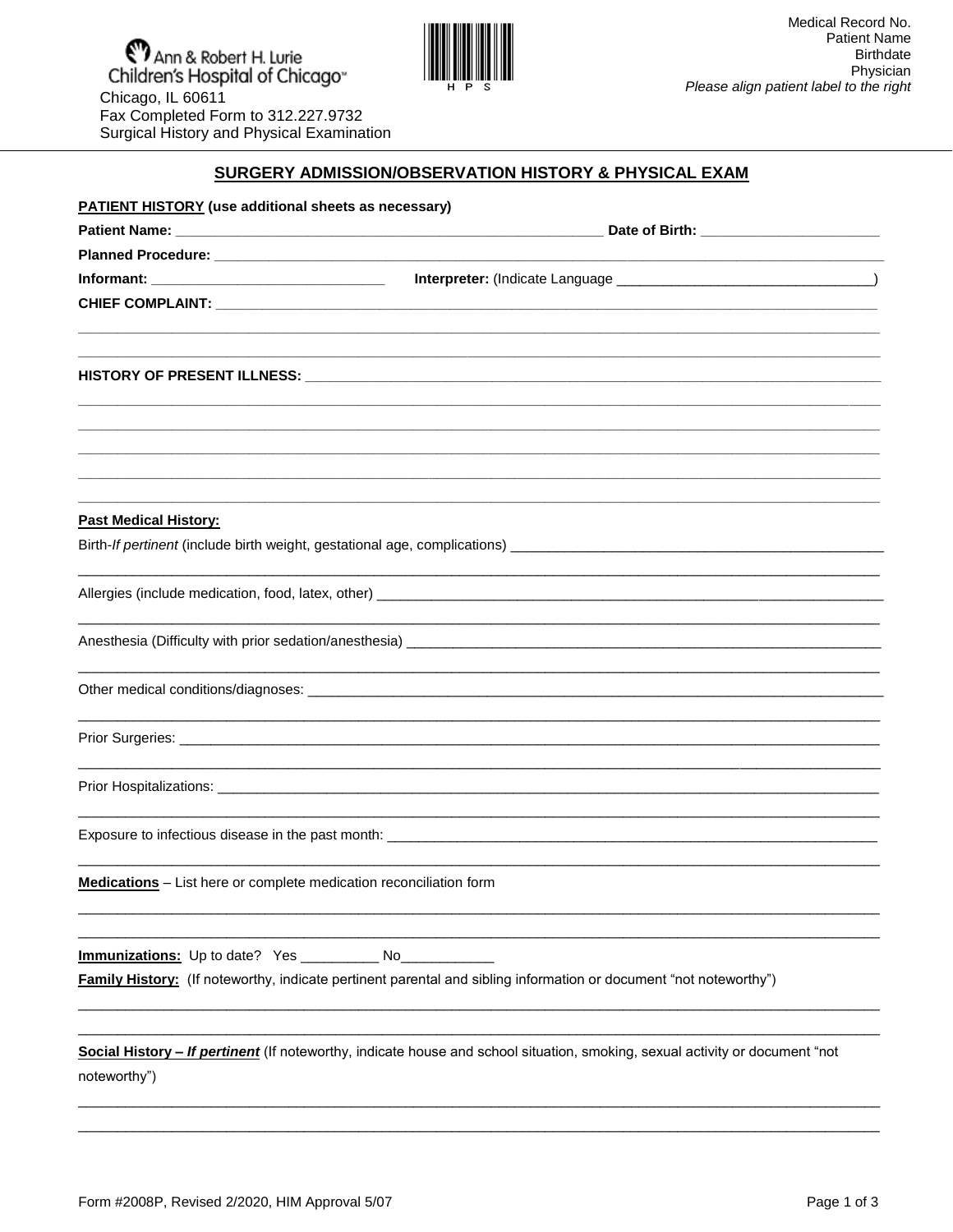Ann & Robert H. Lurie Children's Hospital of Chicago
Chicago, IL 60611
Fax Completed Form to 312.227.9732
Surgical History and Physical Examination

H P S

Medical Record No.
Patient Name
Birthdate
Physician
*Please align patient label to the right*

## SURGERY ADMISSION/OBSERVATION HISTORY & PHYSICAL EXAM

**PATIENT HISTORY (use additional sheets as necessary)**

**Patient Name:** ________________________________________ **Date of Birth:** ____________________

**Planned Procedure:** ______________________________________________________________

**Informant:** __________________________ **Interpreter:** (Indicate Language ____________________________)

**CHIEF COMPLAINT:** ______________________________________________________________

______________________________________________________________________________

______________________________________________________________________________

**HISTORY OF PRESENT ILLNESS:** ____________________________________________________

______________________________________________________________________________

______________________________________________________________________________

______________________________________________________________________________

______________________________________________________________________________

______________________________________________________________________________

**Past Medical History:**

Birth-*If pertinent* (include birth weight, gestational age, complications) ______________________________

______________________________________________________________________________

Allergies (include medication, food, latex, other) ___________________________________________

______________________________________________________________________________

Anesthesia (Difficulty with prior sedation/anesthesia) ______________________________________

______________________________________________________________________________

Other medical conditions/diagnoses: ______________________________________________________

______________________________________________________________________________

Prior Surgeries: __________________________________________________________________

______________________________________________________________________________

Prior Hospitalizations: ____________________________________________________________

______________________________________________________________________________

Exposure to infectious disease in the past month: _____________________________________________

______________________________________________________________________________

**Medications** – List here or complete medication reconciliation form

______________________________________________________________________________

______________________________________________________________________________

**Immunizations:** Up to date? Yes __________ No____________

**Family History:** (If noteworthy, indicate pertinent parental and sibling information or document "not noteworthy")

______________________________________________________________________________

______________________________________________________________________________

**Social History – *If pertinent*** (If noteworthy, indicate house and school situation, smoking, sexual activity or document "not noteworthy")

______________________________________________________________________________

______________________________________________________________________________

Form #2008P, Revised 2/2020, HIM Approval 5/07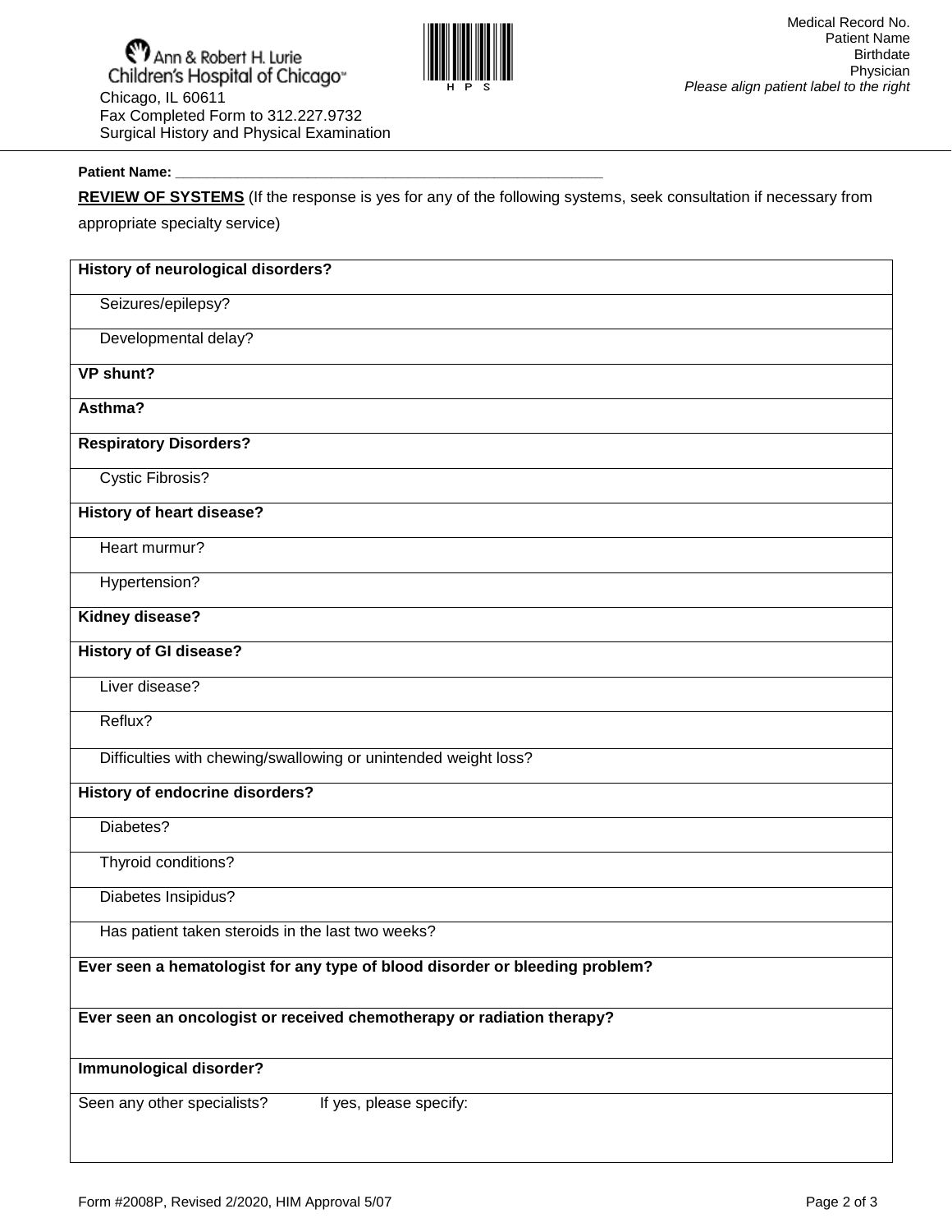Ann & Robert H. Lurie Children's Hospital of Chicago
Chicago, IL 60611
Fax Completed Form to 312.227.9732
Surgical History and Physical Examination

Medical Record No.
Patient Name
Birthdate
Physician
*Please align patient label to the right*

**Patient Name:** ______________________________________________________

**REVIEW OF SYSTEMS** (If the response is yes for any of the following systems, seek consultation if necessary from appropriate specialty service)

| |
|---|
| **History of neurological disorders?** |
| Seizures/epilepsy? |
| Developmental delay? |
| **VP shunt?** |
| **Asthma?** |
| **Respiratory Disorders?** |
| Cystic Fibrosis? |
| **History of heart disease?** |
| Heart murmur? |
| Hypertension? |
| **Kidney disease?** |
| **History of GI disease?** |
| Liver disease? |
| Reflux? |
| Difficulties with chewing/swallowing or unintended weight loss? |
| **History of endocrine disorders?** |
| Diabetes? |
| Thyroid conditions? |
| Diabetes Insipidus? |
| Has patient taken steroids in the last two weeks? |
| **Ever seen a hematologist for any type of blood disorder or bleeding problem?** |
| **Ever seen an oncologist or received chemotherapy or radiation therapy?** |
| **Immunological disorder?** |
| Seen any other specialists? If yes, please specify: |

Form #2008P, Revised 2/2020, HIM Approval 5/07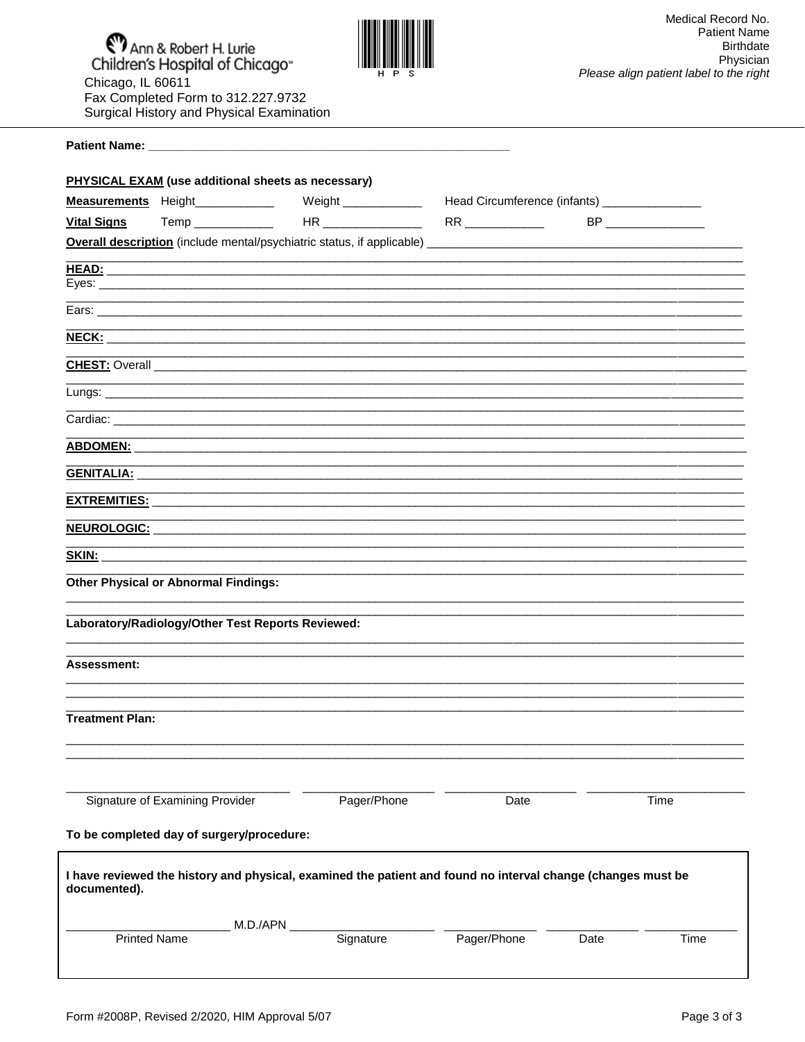Ann & Robert H. Lurie Children's Hospital of Chicago

Chicago, IL 60611

Fax Completed Form to 312.227.9732

Surgical History and Physical Examination

H P S

Medical Record No.
Patient Name
Birthdate
Physician
*Please align patient label to the right*

**Patient Name:** ____________________________________________________

**PHYSICAL EXAM (use additional sheets as necessary)**

**Measurements** Height____________ Weight ____________ Head Circumference (infants) _______________

**Vital Signs** Temp ____________ HR _______________ RR ____________ BP _______________

**Overall description** (include mental/psychiatric status, if applicable) ________________________________________________

**HEAD:** ______________________________________________________________________________________

Eyes: ________________________________________________________________________________________

Ears: ________________________________________________________________________________________

**NECK:** ______________________________________________________________________________________

**CHEST:** Overall ______________________________________________________________________________

Lungs: _______________________________________________________________________________________

Cardiac: ______________________________________________________________________________________

**ABDOMEN:** __________________________________________________________________________________

**GENITALIA:** _________________________________________________________________________________

**EXTREMITIES:** _______________________________________________________________________________

**NEUROLOGIC:** _______________________________________________________________________________

**SKIN:** _______________________________________________________________________________________

**Other Physical or Abnormal Findings:**

______________________________________________________________________________________________

**Laboratory/Radiology/Other Test Reports Reviewed:**

______________________________________________________________________________________________

**Assessment:**

______________________________________________________________________________________________

**Treatment Plan:**

______________________________________________________________________________________________

_______________________________ _________________ _________________ _____________________

Signature of Examining Provider Pager/Phone Date Time

**To be completed day of surgery/procedure:**

**I have reviewed the history and physical, examined the patient and found no interval change (changes must be documented).**

______________________ M.D./APN ____________________ _____________ _____________ _____________

Printed Name Signature Pager/Phone Date Time

Form #2008P, Revised 2/2020, HIM Approval 5/07